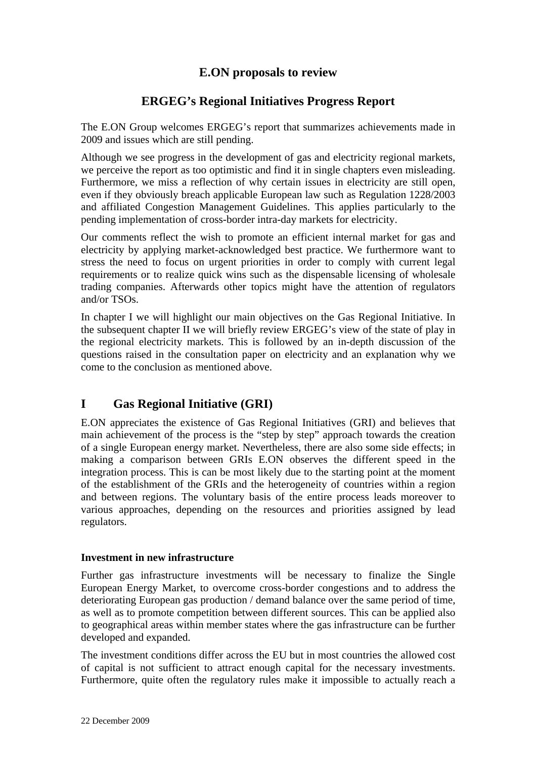# E.ON proposals to review

# ERGEG's Regional Initiatives Progress Report

The E.ON Group welcomes ERGEG's report that summarizes achievements made in 2009 and issues which are still pending.

Although we see progress in the development of gas and electricity regional markets, we perceive the report as too optimistic and find it in single chapters even misleading. Furthermore, we miss a reflection of why certain issues in electricity are still open, even if they obviously breach applicable European law such as Regulation 1228/2003 and affiliated Congestion Management Guidelines. This applies particularly to the pending implementation of cross-border intra-day markets for electricity.

Our comments reflect the wish to promote an efficient internal market for gas and electricity by applying market-acknowledged best practice. We furthermore want to stress the need to focus on urgent priorities in order to comply with current legal requirements or to realize quick wins such as the dispensable licensing of wholesale trading companies. Afterwards other topics might have the attention of regulators and/or TSOs.

In chapter I we will highlight our main objectives on the Gas Regional Initiative. In the subsequent chapter II we will briefly review ERGEG's view of the state of play in the regional electricity markets. This is followed by an in-depth discussion of the questions raised in the consultation paper on electricity and an explanation why we come to the conclusion as mentioned above.

## I Gas Regional Initiative (GRI)

E.ON appreciates the existence of Gas Regional Initiatives (GRI) and believes that main achievement of the process is the "step by step" approach towards the creation of a single European energy market. Nevertheless, there are also some side effects; in making a comparison between GRIs E.ON observes the different speed in the integration process. This is can be most likely due to the starting point at the moment of the establishment of the GRIs and the heterogeneity of countries within a region and between regions. The voluntary basis of the entire process leads moreover to various approaches, depending on the resources and priorities assigned by lead regulators.

### Investment in new infrastructure

Further gas infrastructure investments will be necessary to finalize the Single European Energy Market, to overcome cross-border congestions and to address the deteriorating European gas production / demand balance over the same period of time, as well as to promote competition between different sources. This can be applied also to geographical areas within member states where the gas infrastructure can be further developed and expanded.

The investment conditions differ across the EU but in most countries the allowed cost of capital is not sufficient to attract enough capital for the necessary investments. Furthermore, quite often the regulatory rules make it impossible to actually reach a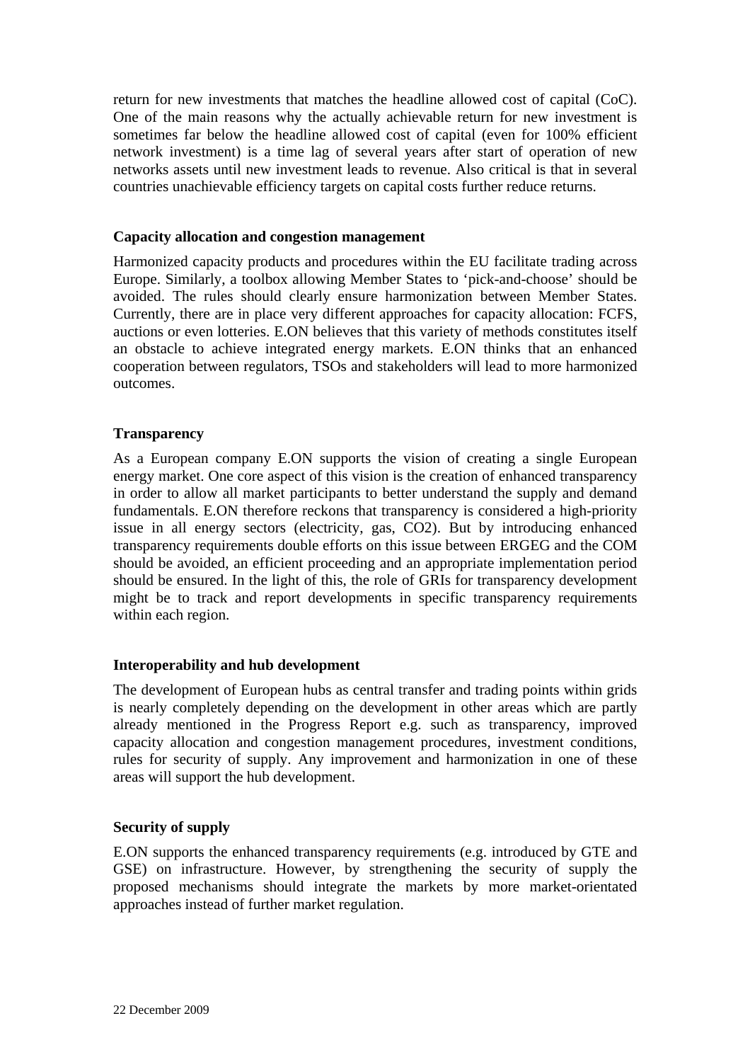return for new investments that matches the headline allowed cost of capital (CoC). One of the main reasons why the actually achievable return for new investment is sometimes far below the headline allowed cost of capital (even for 100% efficient network investment) is a time lag of several years after start of operation of new networks assets until new investment leads to revenue. Also critical is that in several countries unachievable efficiency targets on capital costs further reduce returns.

**Capacity allocation and congestion management**

Harmonized capacity products and procedures within the EU facilitate trading across Europe. Similarly, a toolbox allowing Member States to 'pick-and-choose' should be avoided. The rules should clearly ensure harmonization between Member States. Currently, there are in place very different approaches for capacity allocation: FCFS, auctions or even lotteries. E.ON believes that this variety of methods constitutes itself an obstacle to achieve integrated energy markets. E.ON thinks that an enhanced cooperation between regulators, TSOs and stakeholders will lead to more harmonized outcomes.

**Transparency**

As a European company E.ON supports the vision of creating a single European energy market. One core aspect of this vision is the creation of enhanced transparency in order to allow all market participants to better understand the supply and demand fundamentals. E.ON therefore reckons that transparency is considered a high-priority issue in all energy sectors (electricity, gas, $CO_2$). But by introducing enhanced transparency requirements double efforts on this issue between ERGEG and the COM should be avoided, an efficient proceeding and an appropriate implementation period should be ensured. In the light of this, the role of GRIs for transparency development might be to track and report developments in specific transparency requirements within each region.

**Interoperability and hub development**

The development of European hubs as central transfer and trading points within grids is nearly completely depending on the development in other areas which are partly already mentioned in the Progress Report e.g. such as transparency, improved capacity allocation and congestion management procedures, investment conditions, rules for security of supply. Any improvement and harmonization in one of these areas will support the hub development.

**Security of supply**

E.ON supports the enhanced transparency requirements (e.g. introduced by GTE and GSE) on infrastructure. However, by strengthening the security of supply the proposed mechanisms should integrate the markets by more market-orientated approaches instead of further market regulation.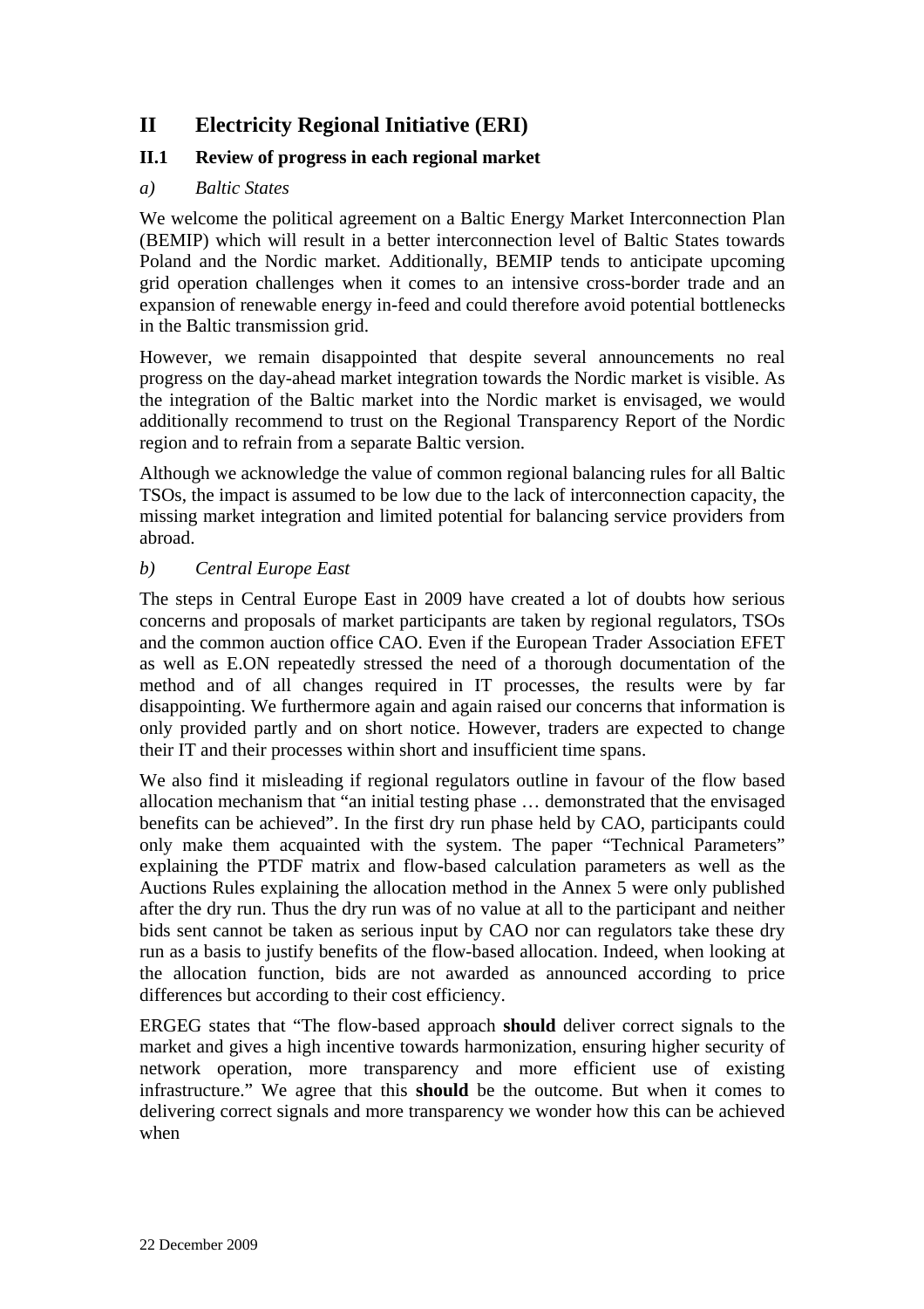# II Electricity Regional Initiative (ERI)

## II.1 Review of progress in each regional market

### *a) Baltic States*

We welcome the political agreement on a Baltic Energy Market Interconnection Plan (BEMIP) which will result in a better interconnection level of Baltic States towards Poland and the Nordic market. Additionally, BEMIP tends to anticipate upcoming grid operation challenges when it comes to an intensive cross-border trade and an expansion of renewable energy in-feed and could therefore avoid potential bottlenecks in the Baltic transmission grid.

However, we remain disappointed that despite several announcements no real progress on the day-ahead market integration towards the Nordic market is visible. As the integration of the Baltic market into the Nordic market is envisaged, we would additionally recommend to trust on the Regional Transparency Report of the Nordic region and to refrain from a separate Baltic version.

Although we acknowledge the value of common regional balancing rules for all Baltic TSOs, the impact is assumed to be low due to the lack of interconnection capacity, the missing market integration and limited potential for balancing service providers from abroad.

### *b) Central Europe East*

The steps in Central Europe East in 2009 have created a lot of doubts how serious concerns and proposals of market participants are taken by regional regulators, TSOs and the common auction office CAO. Even if the European Trader Association EFET as well as E.ON repeatedly stressed the need of a thorough documentation of the method and of all changes required in IT processes, the results were by far disappointing. We furthermore again and again raised our concerns that information is only provided partly and on short notice. However, traders are expected to change their IT and their processes within short and insufficient time spans.

We also find it misleading if regional regulators outline in favour of the flow based allocation mechanism that "an initial testing phase … demonstrated that the envisaged benefits can be achieved". In the first dry run phase held by CAO, participants could only make them acquainted with the system. The paper "Technical Parameters" explaining the PTDF matrix and flow-based calculation parameters as well as the Auctions Rules explaining the allocation method in the Annex 5 were only published after the dry run. Thus the dry run was of no value at all to the participant and neither bids sent cannot be taken as serious input by CAO nor can regulators take these dry run as a basis to justify benefits of the flow-based allocation. Indeed, when looking at the allocation function, bids are not awarded as announced according to price differences but according to their cost efficiency.

ERGEG states that "The flow-based approach **should** deliver correct signals to the market and gives a high incentive towards harmonization, ensuring higher security of network operation, more transparency and more efficient use of existing infrastructure." We agree that this **should** be the outcome. But when it comes to delivering correct signals and more transparency we wonder how this can be achieved when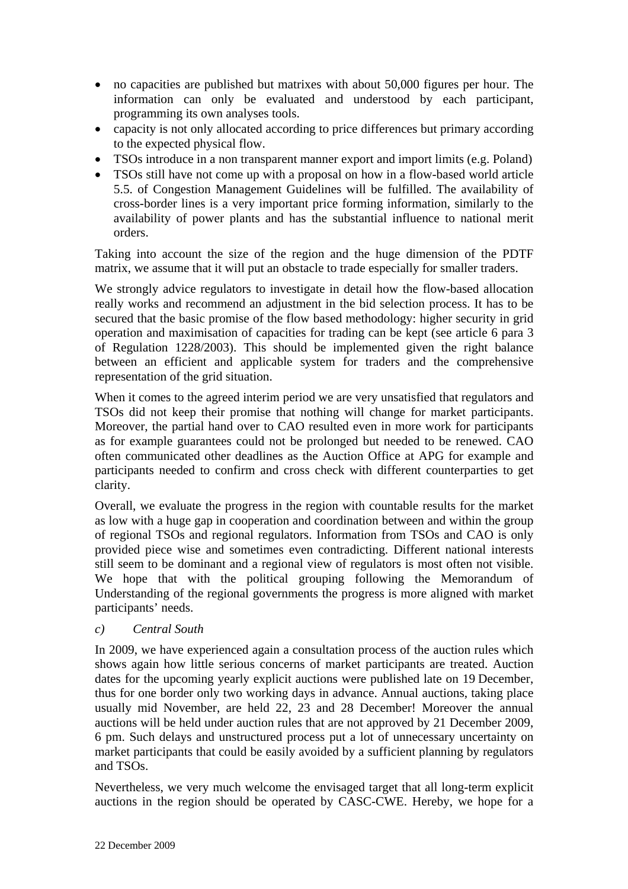- no capacities are published but matrixes with about 50,000 figures per hour. The information can only be evaluated and understood by each participant, programming its own analyses tools.
- capacity is not only allocated according to price differences but primary according to the expected physical flow.
- TSOs introduce in a non transparent manner export and import limits (e.g. Poland)
- TSOs still have not come up with a proposal on how in a flow-based world article 5.5. of Congestion Management Guidelines will be fulfilled. The availability of cross-border lines is a very important price forming information, similarly to the availability of power plants and has the substantial influence to national merit orders.

Taking into account the size of the region and the huge dimension of the PDTF matrix, we assume that it will put an obstacle to trade especially for smaller traders.

We strongly advice regulators to investigate in detail how the flow-based allocation really works and recommend an adjustment in the bid selection process. It has to be secured that the basic promise of the flow based methodology: higher security in grid operation and maximisation of capacities for trading can be kept (see article 6 para 3 of Regulation 1228/2003). This should be implemented given the right balance between an efficient and applicable system for traders and the comprehensive representation of the grid situation.

When it comes to the agreed interim period we are very unsatisfied that regulators and TSOs did not keep their promise that nothing will change for market participants. Moreover, the partial hand over to CAO resulted even in more work for participants as for example guarantees could not be prolonged but needed to be renewed. CAO often communicated other deadlines as the Auction Office at APG for example and participants needed to confirm and cross check with different counterparties to get clarity.

Overall, we evaluate the progress in the region with countable results for the market as low with a huge gap in cooperation and coordination between and within the group of regional TSOs and regional regulators. Information from TSOs and CAO is only provided piece wise and sometimes even contradicting. Different national interests still seem to be dominant and a regional view of regulators is most often not visible. We hope that with the political grouping following the Memorandum of Understanding of the regional governments the progress is more aligned with market participants' needs.

*c) Central South*

In 2009, we have experienced again a consultation process of the auction rules which shows again how little serious concerns of market participants are treated. Auction dates for the upcoming yearly explicit auctions were published late on 19 December, thus for one border only two working days in advance. Annual auctions, taking place usually mid November, are held 22, 23 and 28 December! Moreover the annual auctions will be held under auction rules that are not approved by 21 December 2009, 6 pm. Such delays and unstructured process put a lot of unnecessary uncertainty on market participants that could be easily avoided by a sufficient planning by regulators and TSOs.

Nevertheless, we very much welcome the envisaged target that all long-term explicit auctions in the region should be operated by CASC-CWE. Hereby, we hope for a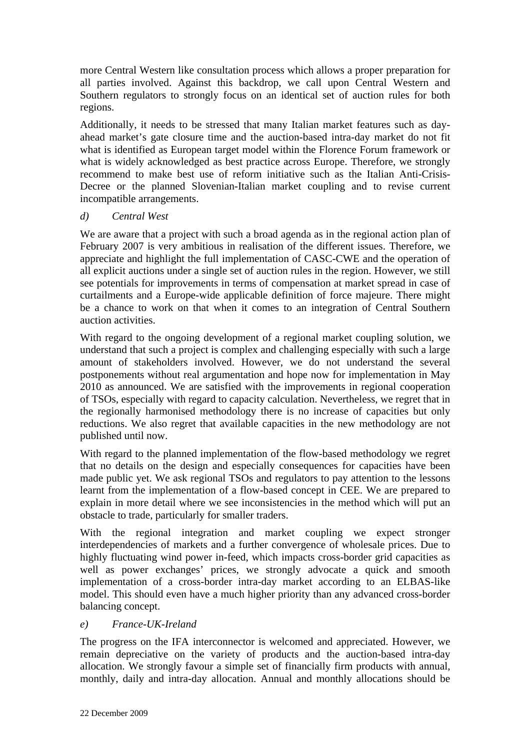more Central Western like consultation process which allows a proper preparation for all parties involved. Against this backdrop, we call upon Central Western and Southern regulators to strongly focus on an identical set of auction rules for both regions.

Additionally, it needs to be stressed that many Italian market features such as day-ahead market's gate closure time and the auction-based intra-day market do not fit what is identified as European target model within the Florence Forum framework or what is widely acknowledged as best practice across Europe. Therefore, we strongly recommend to make best use of reform initiative such as the Italian Anti-Crisis-Decree or the planned Slovenian-Italian market coupling and to revise current incompatible arrangements.

*d) Central West*

We are aware that a project with such a broad agenda as in the regional action plan of February 2007 is very ambitious in realisation of the different issues. Therefore, we appreciate and highlight the full implementation of CASC-CWE and the operation of all explicit auctions under a single set of auction rules in the region. However, we still see potentials for improvements in terms of compensation at market spread in case of curtailments and a Europe-wide applicable definition of force majeure. There might be a chance to work on that when it comes to an integration of Central Southern auction activities.

With regard to the ongoing development of a regional market coupling solution, we understand that such a project is complex and challenging especially with such a large amount of stakeholders involved. However, we do not understand the several postponements without real argumentation and hope now for implementation in May 2010 as announced. We are satisfied with the improvements in regional cooperation of TSOs, especially with regard to capacity calculation. Nevertheless, we regret that in the regionally harmonised methodology there is no increase of capacities but only reductions. We also regret that available capacities in the new methodology are not published until now.

With regard to the planned implementation of the flow-based methodology we regret that no details on the design and especially consequences for capacities have been made public yet. We ask regional TSOs and regulators to pay attention to the lessons learnt from the implementation of a flow-based concept in CEE. We are prepared to explain in more detail where we see inconsistencies in the method which will put an obstacle to trade, particularly for smaller traders.

With the regional integration and market coupling we expect stronger interdependencies of markets and a further convergence of wholesale prices. Due to highly fluctuating wind power in-feed, which impacts cross-border grid capacities as well as power exchanges' prices, we strongly advocate a quick and smooth implementation of a cross-border intra-day market according to an ELBAS-like model. This should even have a much higher priority than any advanced cross-border balancing concept.

*e) France-UK-Ireland*

The progress on the IFA interconnector is welcomed and appreciated. However, we remain depreciative on the variety of products and the auction-based intra-day allocation. We strongly favour a simple set of financially firm products with annual, monthly, daily and intra-day allocation. Annual and monthly allocations should be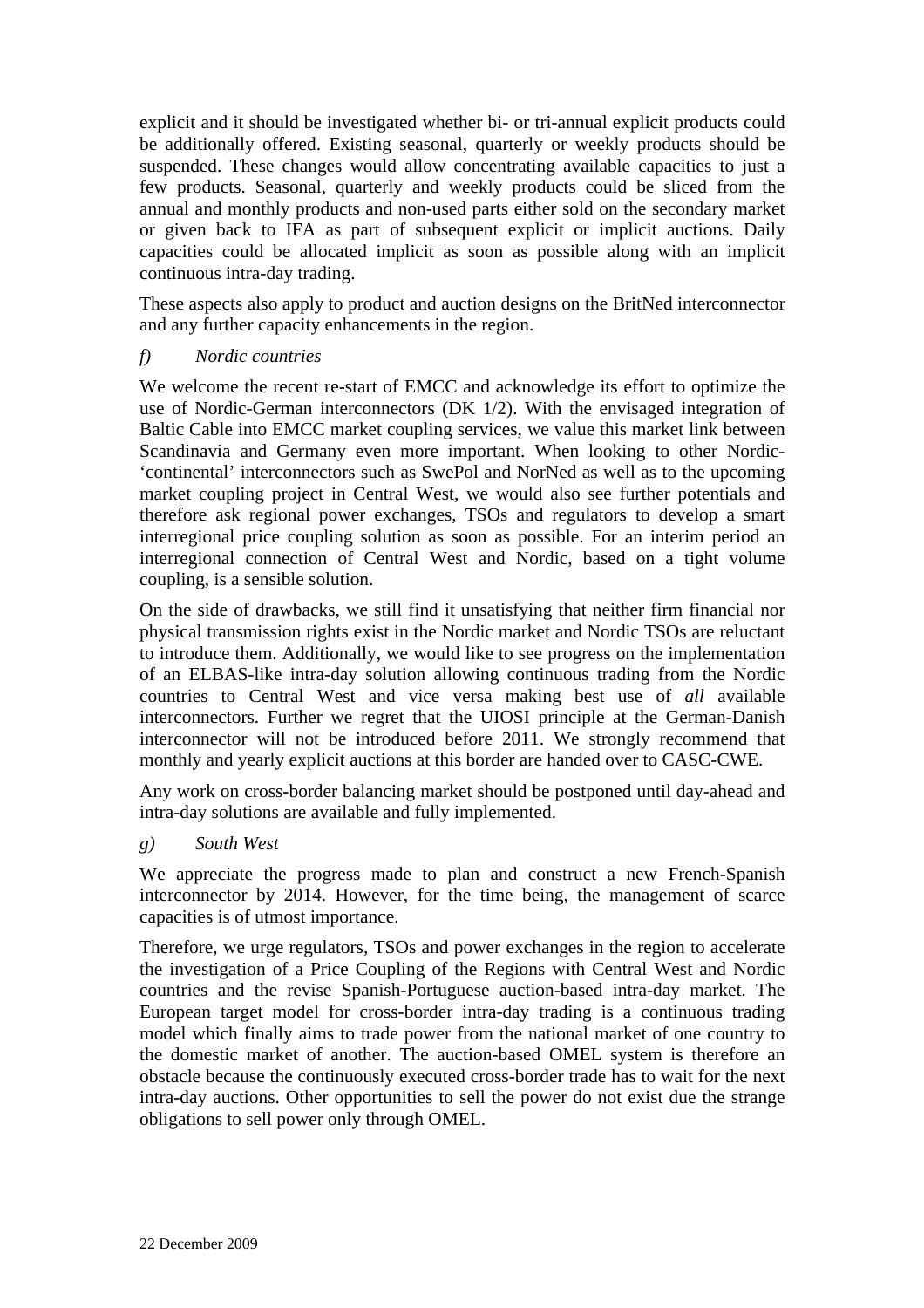explicit and it should be investigated whether bi- or tri-annual explicit products could be additionally offered. Existing seasonal, quarterly or weekly products should be suspended. These changes would allow concentrating available capacities to just a few products. Seasonal, quarterly and weekly products could be sliced from the annual and monthly products and non-used parts either sold on the secondary market or given back to IFA as part of subsequent explicit or implicit auctions. Daily capacities could be allocated implicit as soon as possible along with an implicit continuous intra-day trading.

These aspects also apply to product and auction designs on the BritNed interconnector and any further capacity enhancements in the region.

*f) Nordic countries*

We welcome the recent re-start of EMCC and acknowledge its effort to optimize the use of Nordic-German interconnectors (DK 1/2). With the envisaged integration of Baltic Cable into EMCC market coupling services, we value this market link between Scandinavia and Germany even more important. When looking to other Nordic-'continental' interconnectors such as SwePol and NorNed as well as to the upcoming market coupling project in Central West, we would also see further potentials and therefore ask regional power exchanges, TSOs and regulators to develop a smart interregional price coupling solution as soon as possible. For an interim period an interregional connection of Central West and Nordic, based on a tight volume coupling, is a sensible solution.

On the side of drawbacks, we still find it unsatisfying that neither firm financial nor physical transmission rights exist in the Nordic market and Nordic TSOs are reluctant to introduce them. Additionally, we would like to see progress on the implementation of an ELBAS-like intra-day solution allowing continuous trading from the Nordic countries to Central West and vice versa making best use of *all* available interconnectors. Further we regret that the UIOSI principle at the German-Danish interconnector will not be introduced before 2011. We strongly recommend that monthly and yearly explicit auctions at this border are handed over to CASC-CWE.

Any work on cross-border balancing market should be postponed until day-ahead and intra-day solutions are available and fully implemented.

*g) South West*

We appreciate the progress made to plan and construct a new French-Spanish interconnector by 2014. However, for the time being, the management of scarce capacities is of utmost importance.

Therefore, we urge regulators, TSOs and power exchanges in the region to accelerate the investigation of a Price Coupling of the Regions with Central West and Nordic countries and the revise Spanish-Portuguese auction-based intra-day market. The European target model for cross-border intra-day trading is a continuous trading model which finally aims to trade power from the national market of one country to the domestic market of another. The auction-based OMEL system is therefore an obstacle because the continuously executed cross-border trade has to wait for the next intra-day auctions. Other opportunities to sell the power do not exist due the strange obligations to sell power only through OMEL.

22 December 2009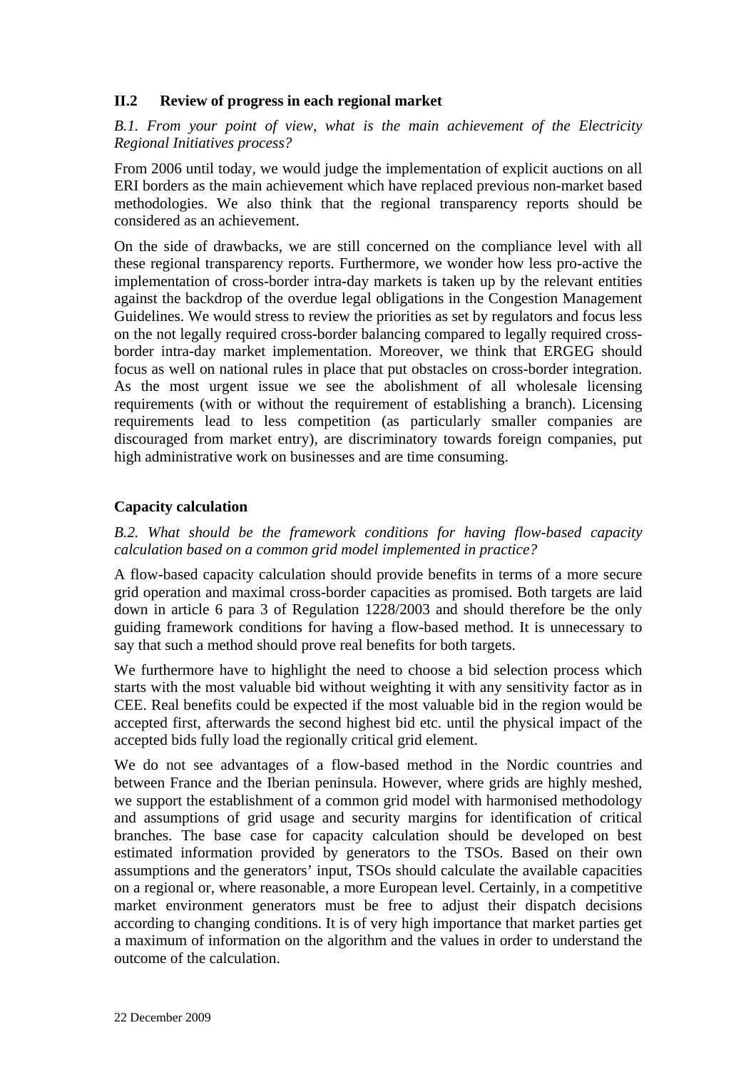### II.2 Review of progress in each regional market

*B.1. From your point of view, what is the main achievement of the Electricity Regional Initiatives process?*

From 2006 until today, we would judge the implementation of explicit auctions on all ERI borders as the main achievement which have replaced previous non-market based methodologies. We also think that the regional transparency reports should be considered as an achievement.

On the side of drawbacks, we are still concerned on the compliance level with all these regional transparency reports. Furthermore, we wonder how less pro-active the implementation of cross-border intra-day markets is taken up by the relevant entities against the backdrop of the overdue legal obligations in the Congestion Management Guidelines. We would stress to review the priorities as set by regulators and focus less on the not legally required cross-border balancing compared to legally required cross-border intra-day market implementation. Moreover, we think that ERGEG should focus as well on national rules in place that put obstacles on cross-border integration. As the most urgent issue we see the abolishment of all wholesale licensing requirements (with or without the requirement of establishing a branch). Licensing requirements lead to less competition (as particularly smaller companies are discouraged from market entry), are discriminatory towards foreign companies, put high administrative work on businesses and are time consuming.

### Capacity calculation

*B.2. What should be the framework conditions for having flow-based capacity calculation based on a common grid model implemented in practice?*

A flow-based capacity calculation should provide benefits in terms of a more secure grid operation and maximal cross-border capacities as promised. Both targets are laid down in article 6 para 3 of Regulation 1228/2003 and should therefore be the only guiding framework conditions for having a flow-based method. It is unnecessary to say that such a method should prove real benefits for both targets.

We furthermore have to highlight the need to choose a bid selection process which starts with the most valuable bid without weighting it with any sensitivity factor as in CEE. Real benefits could be expected if the most valuable bid in the region would be accepted first, afterwards the second highest bid etc. until the physical impact of the accepted bids fully load the regionally critical grid element.

We do not see advantages of a flow-based method in the Nordic countries and between France and the Iberian peninsula. However, where grids are highly meshed, we support the establishment of a common grid model with harmonised methodology and assumptions of grid usage and security margins for identification of critical branches. The base case for capacity calculation should be developed on best estimated information provided by generators to the TSOs. Based on their own assumptions and the generators' input, TSOs should calculate the available capacities on a regional or, where reasonable, a more European level. Certainly, in a competitive market environment generators must be free to adjust their dispatch decisions according to changing conditions. It is of very high importance that market parties get a maximum of information on the algorithm and the values in order to understand the outcome of the calculation.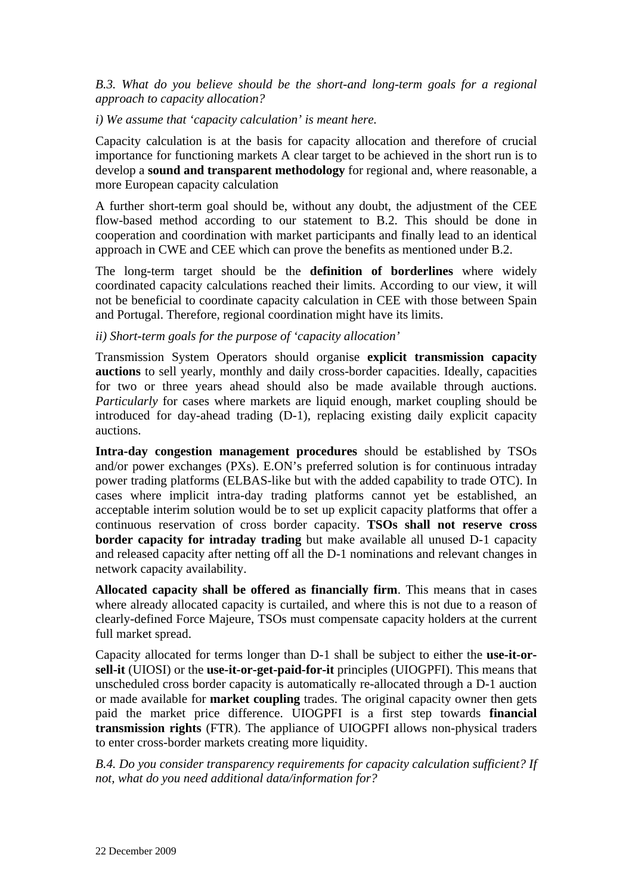*B.3. What do you believe should be the short-and long-term goals for a regional approach to capacity allocation?*

*i) We assume that 'capacity calculation' is meant here.*

Capacity calculation is at the basis for capacity allocation and therefore of crucial importance for functioning markets A clear target to be achieved in the short run is to develop a **sound and transparent methodology** for regional and, where reasonable, a more European capacity calculation

A further short-term goal should be, without any doubt, the adjustment of the CEE flow-based method according to our statement to B.2. This should be done in cooperation and coordination with market participants and finally lead to an identical approach in CWE and CEE which can prove the benefits as mentioned under B.2.

The long-term target should be the **definition of borderlines** where widely coordinated capacity calculations reached their limits. According to our view, it will not be beneficial to coordinate capacity calculation in CEE with those between Spain and Portugal. Therefore, regional coordination might have its limits.

*ii) Short-term goals for the purpose of 'capacity allocation'*

Transmission System Operators should organise **explicit transmission capacity auctions** to sell yearly, monthly and daily cross-border capacities. Ideally, capacities for two or three years ahead should also be made available through auctions. *Particularly* for cases where markets are liquid enough, market coupling should be introduced for day-ahead trading (D-1), replacing existing daily explicit capacity auctions.

**Intra-day congestion management procedures** should be established by TSOs and/or power exchanges (PXs). E.ON's preferred solution is for continuous intraday power trading platforms (ELBAS-like but with the added capability to trade OTC). In cases where implicit intra-day trading platforms cannot yet be established, an acceptable interim solution would be to set up explicit capacity platforms that offer a continuous reservation of cross border capacity. **TSOs shall not reserve cross border capacity for intraday trading** but make available all unused D-1 capacity and released capacity after netting off all the D-1 nominations and relevant changes in network capacity availability.

**Allocated capacity shall be offered as financially firm**. This means that in cases where already allocated capacity is curtailed, and where this is not due to a reason of clearly-defined Force Majeure, TSOs must compensate capacity holders at the current full market spread.

Capacity allocated for terms longer than D-1 shall be subject to either the **use-it-or-sell-it** (UIOSI) or the **use-it-or-get-paid-for-it** principles (UIOGPFI). This means that unscheduled cross border capacity is automatically re-allocated through a D-1 auction or made available for **market coupling** trades. The original capacity owner then gets paid the market price difference. UIOGPFI is a first step towards **financial transmission rights** (FTR). The appliance of UIOGPFI allows non-physical traders to enter cross-border markets creating more liquidity.

*B.4. Do you consider transparency requirements for capacity calculation sufficient? If not, what do you need additional data/information for?*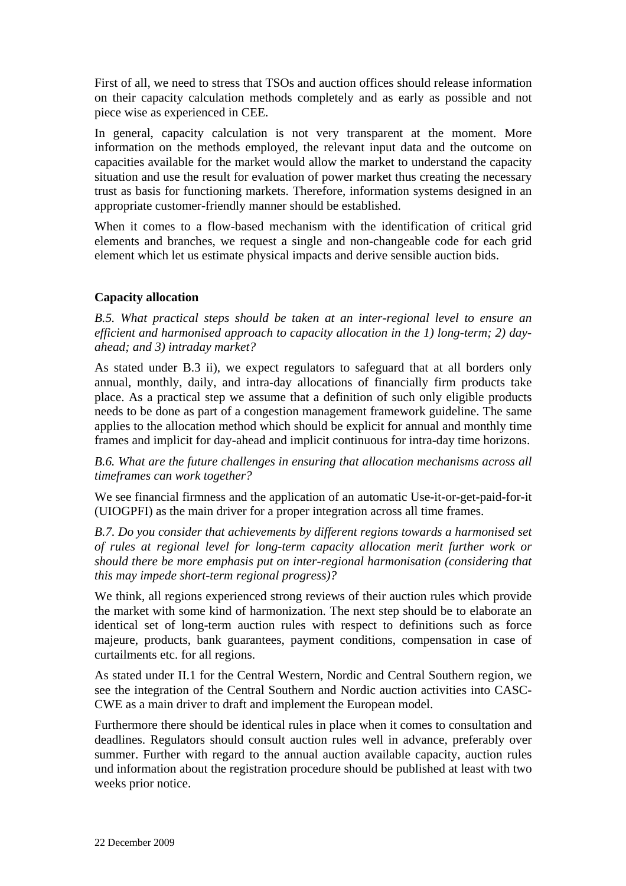First of all, we need to stress that TSOs and auction offices should release information on their capacity calculation methods completely and as early as possible and not piece wise as experienced in CEE.

In general, capacity calculation is not very transparent at the moment. More information on the methods employed, the relevant input data and the outcome on capacities available for the market would allow the market to understand the capacity situation and use the result for evaluation of power market thus creating the necessary trust as basis for functioning markets. Therefore, information systems designed in an appropriate customer-friendly manner should be established.

When it comes to a flow-based mechanism with the identification of critical grid elements and branches, we request a single and non-changeable code for each grid element which let us estimate physical impacts and derive sensible auction bids.

**Capacity allocation**

*B.5. What practical steps should be taken at an inter-regional level to ensure an efficient and harmonised approach to capacity allocation in the 1) long-term; 2) day-ahead; and 3) intraday market?*

As stated under B.3 ii), we expect regulators to safeguard that at all borders only annual, monthly, daily, and intra-day allocations of financially firm products take place. As a practical step we assume that a definition of such only eligible products needs to be done as part of a congestion management framework guideline. The same applies to the allocation method which should be explicit for annual and monthly time frames and implicit for day-ahead and implicit continuous for intra-day time horizons.

*B.6. What are the future challenges in ensuring that allocation mechanisms across all timeframes can work together?*

We see financial firmness and the application of an automatic Use-it-or-get-paid-for-it (UIOGPFI) as the main driver for a proper integration across all time frames.

*B.7. Do you consider that achievements by different regions towards a harmonised set of rules at regional level for long-term capacity allocation merit further work or should there be more emphasis put on inter-regional harmonisation (considering that this may impede short-term regional progress)?*

We think, all regions experienced strong reviews of their auction rules which provide the market with some kind of harmonization. The next step should be to elaborate an identical set of long-term auction rules with respect to definitions such as force majeure, products, bank guarantees, payment conditions, compensation in case of curtailments etc. for all regions.

As stated under II.1 for the Central Western, Nordic and Central Southern region, we see the integration of the Central Southern and Nordic auction activities into CASC-CWE as a main driver to draft and implement the European model.

Furthermore there should be identical rules in place when it comes to consultation and deadlines. Regulators should consult auction rules well in advance, preferably over summer. Further with regard to the annual auction available capacity, auction rules und information about the registration procedure should be published at least with two weeks prior notice.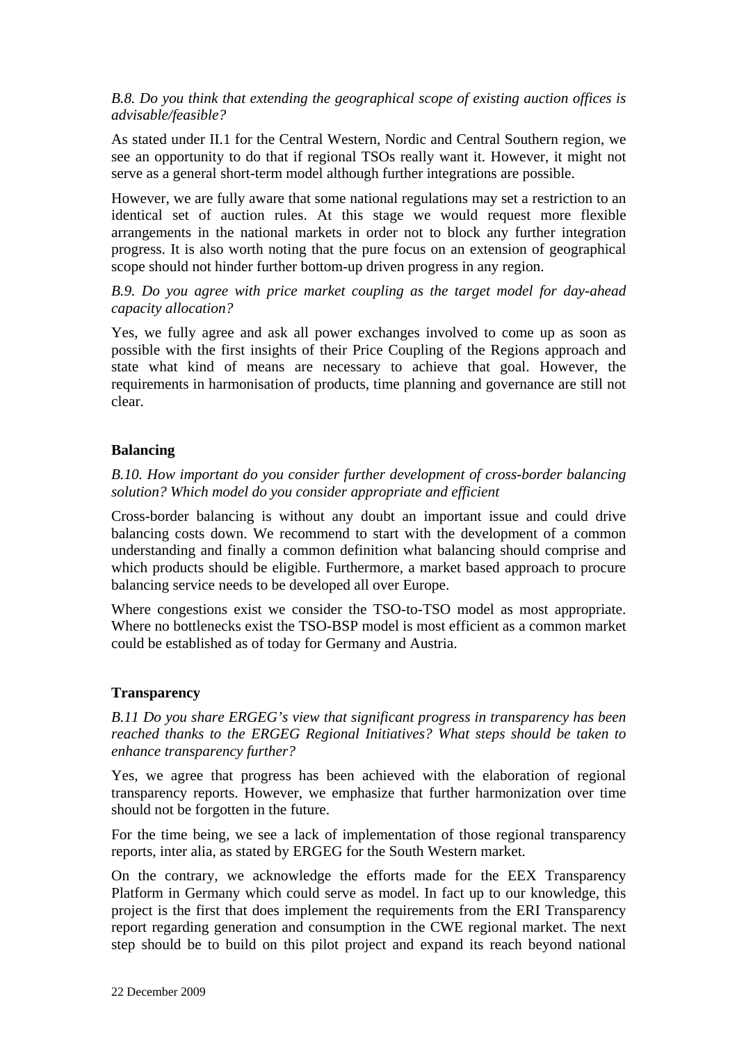*B.8. Do you think that extending the geographical scope of existing auction offices is advisable/feasible?*

As stated under II.1 for the Central Western, Nordic and Central Southern region, we see an opportunity to do that if regional TSOs really want it. However, it might not serve as a general short-term model although further integrations are possible.

However, we are fully aware that some national regulations may set a restriction to an identical set of auction rules. At this stage we would request more flexible arrangements in the national markets in order not to block any further integration progress. It is also worth noting that the pure focus on an extension of geographical scope should not hinder further bottom-up driven progress in any region.

*B.9. Do you agree with price market coupling as the target model for day-ahead capacity allocation?*

Yes, we fully agree and ask all power exchanges involved to come up as soon as possible with the first insights of their Price Coupling of the Regions approach and state what kind of means are necessary to achieve that goal. However, the requirements in harmonisation of products, time planning and governance are still not clear.

**Balancing**

*B.10. How important do you consider further development of cross-border balancing solution? Which model do you consider appropriate and efficient*

Cross-border balancing is without any doubt an important issue and could drive balancing costs down. We recommend to start with the development of a common understanding and finally a common definition what balancing should comprise and which products should be eligible. Furthermore, a market based approach to procure balancing service needs to be developed all over Europe.

Where congestions exist we consider the TSO-to-TSO model as most appropriate. Where no bottlenecks exist the TSO-BSP model is most efficient as a common market could be established as of today for Germany and Austria.

**Transparency**

*B.11 Do you share ERGEG's view that significant progress in transparency has been reached thanks to the ERGEG Regional Initiatives? What steps should be taken to enhance transparency further?*

Yes, we agree that progress has been achieved with the elaboration of regional transparency reports. However, we emphasize that further harmonization over time should not be forgotten in the future.

For the time being, we see a lack of implementation of those regional transparency reports, inter alia, as stated by ERGEG for the South Western market.

On the contrary, we acknowledge the efforts made for the EEX Transparency Platform in Germany which could serve as model. In fact up to our knowledge, this project is the first that does implement the requirements from the ERI Transparency report regarding generation and consumption in the CWE regional market. The next step should be to build on this pilot project and expand its reach beyond national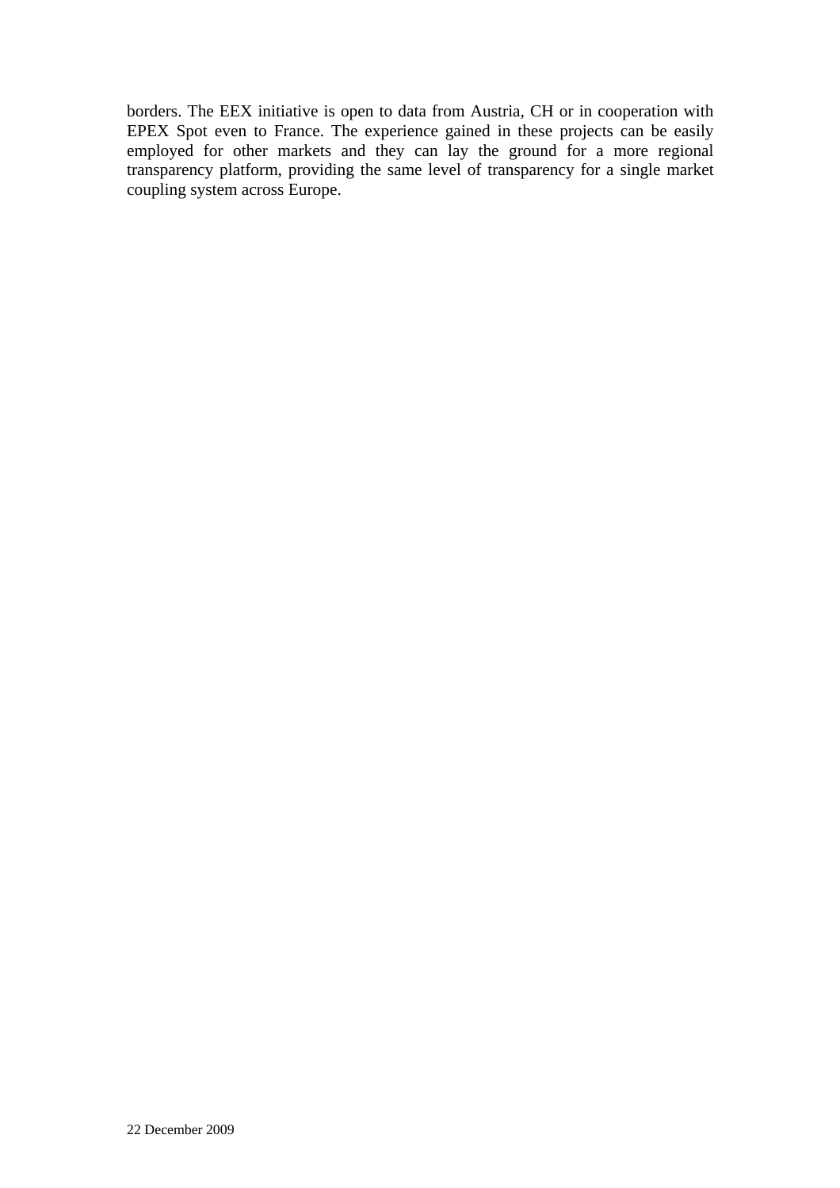borders. The EEX initiative is open to data from Austria, CH or in cooperation with EPEX Spot even to France. The experience gained in these projects can be easily employed for other markets and they can lay the ground for a more regional transparency platform, providing the same level of transparency for a single market coupling system across Europe.